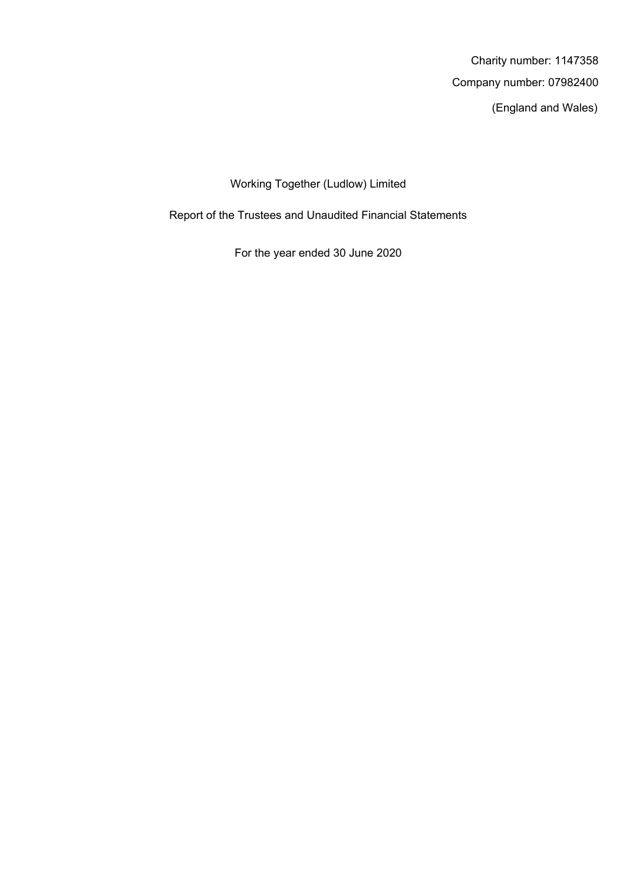Charity number: 1147358

Company number: 07982400

(England and Wales)

# Working Together (Ludlow) Limited

## Report of the Trustees and Unaudited Financial Statements

For the year ended 30 June 2020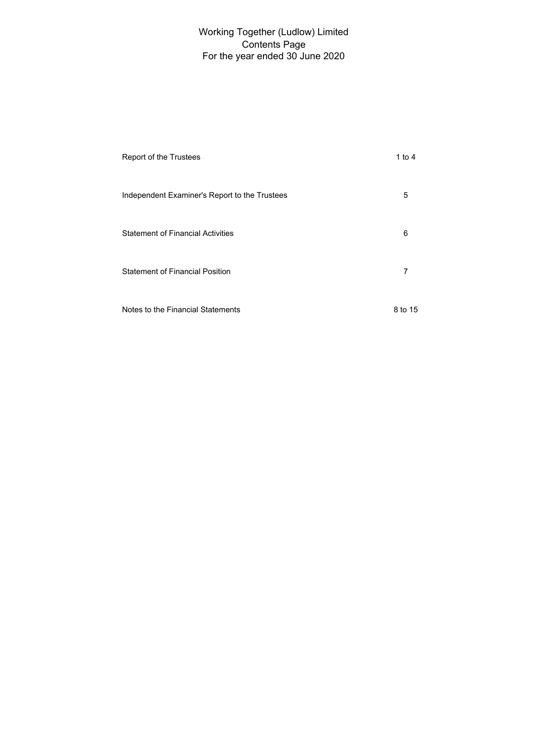# Working Together (Ludlow) Limited
## Contents Page
## For the year ended 30 June 2020

| | |
|---|---|
| Report of the Trustees | 1 to 4 |
| Independent Examiner's Report to the Trustees | 5 |
| Statement of Financial Activities | 6 |
| Statement of Financial Position | 7 |
| Notes to the Financial Statements | 8 to 15 |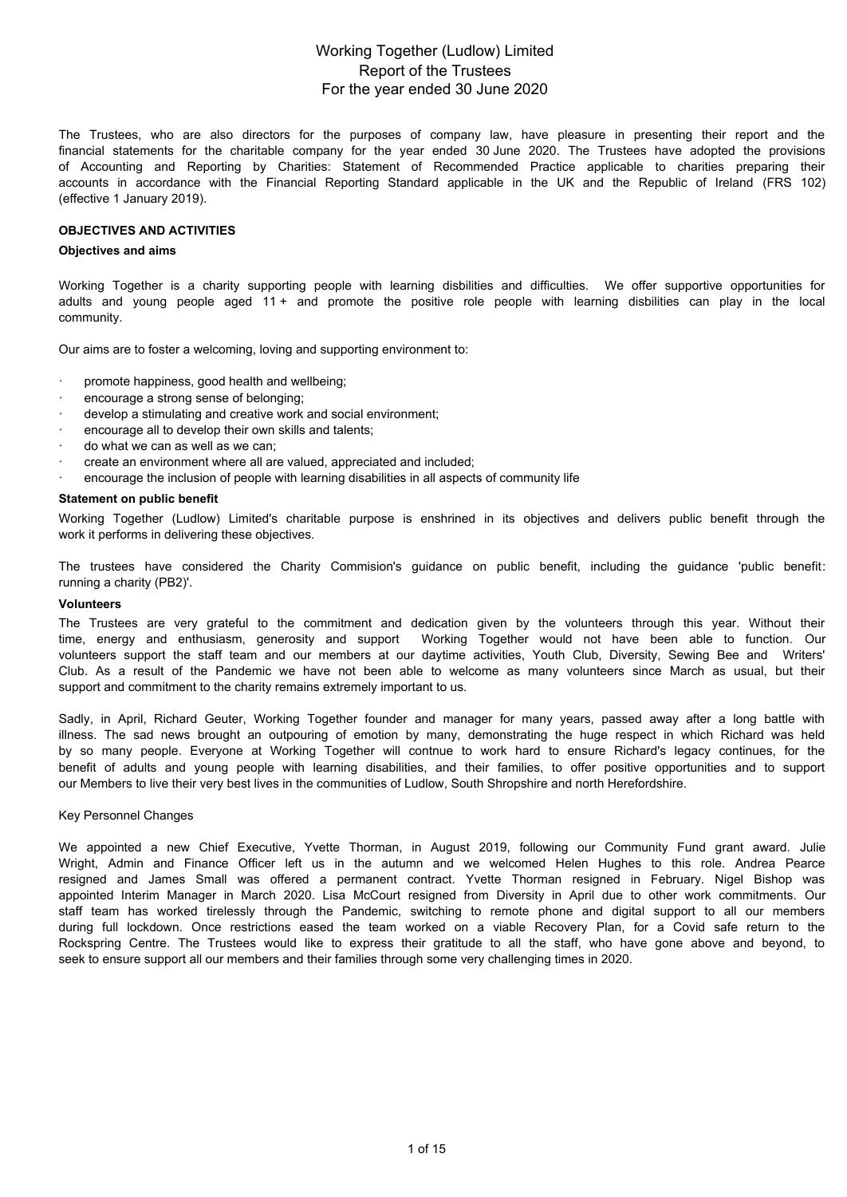# Working Together (Ludlow) Limited
# Report of the Trustees
# For the year ended 30 June 2020

The Trustees, who are also directors for the purposes of company law, have pleasure in presenting their report and the financial statements for the charitable company for the year ended 30 June 2020. The Trustees have adopted the provisions of Accounting and Reporting by Charities: Statement of Recommended Practice applicable to charities preparing their accounts in accordance with the Financial Reporting Standard applicable in the UK and the Republic of Ireland (FRS 102) (effective 1 January 2019).

## OBJECTIVES AND ACTIVITIES

### Objectives and aims

Working Together is a charity supporting people with learning disbilities and difficulties. We offer supportive opportunities for adults and young people aged 11 + and promote the positive role people with learning disbilities can play in the local community.

Our aims are to foster a welcoming, loving and supporting environment to:

- promote happiness, good health and wellbeing;
- encourage a strong sense of belonging;
- develop a stimulating and creative work and social environment;
- encourage all to develop their own skills and talents;
- do what we can as well as we can;
- create an environment where all are valued, appreciated and included;
- encourage the inclusion of people with learning disabilities in all aspects of community life

### Statement on public benefit

Working Together (Ludlow) Limited's charitable purpose is enshrined in its objectives and delivers public benefit through the work it performs in delivering these objectives.

The trustees have considered the Charity Commision's guidance on public benefit, including the guidance 'public benefit: running a charity (PB2)'.

### Volunteers

The Trustees are very grateful to the commitment and dedication given by the volunteers through this year. Without their time, energy and enthusiasm, generosity and support Working Together would not have been able to function. Our volunteers support the staff team and our members at our daytime activities, Youth Club, Diversity, Sewing Bee and Writers' Club. As a result of the Pandemic we have not been able to welcome as many volunteers since March as usual, but their support and commitment to the charity remains extremely important to us.

Sadly, in April, Richard Geuter, Working Together founder and manager for many years, passed away after a long battle with illness. The sad news brought an outpouring of emotion by many, demonstrating the huge respect in which Richard was held by so many people. Everyone at Working Together will contnue to work hard to ensure Richard's legacy continues, for the benefit of adults and young people with learning disabilities, and their families, to offer positive opportunities and to support our Members to live their very best lives in the communities of Ludlow, South Shropshire and north Herefordshire.

Key Personnel Changes

We appointed a new Chief Executive, Yvette Thorman, in August 2019, following our Community Fund grant award. Julie Wright, Admin and Finance Officer left us in the autumn and we welcomed Helen Hughes to this role. Andrea Pearce resigned and James Small was offered a permanent contract. Yvette Thorman resigned in February. Nigel Bishop was appointed Interim Manager in March 2020. Lisa McCourt resigned from Diversity in April due to other work commitments. Our staff team has worked tirelessly through the Pandemic, switching to remote phone and digital support to all our members during full lockdown. Once restrictions eased the team worked on a viable Recovery Plan, for a Covid safe return to the Rockspring Centre. The Trustees would like to express their gratitude to all the staff, who have gone above and beyond, to seek to ensure support all our members and their families through some very challenging times in 2020.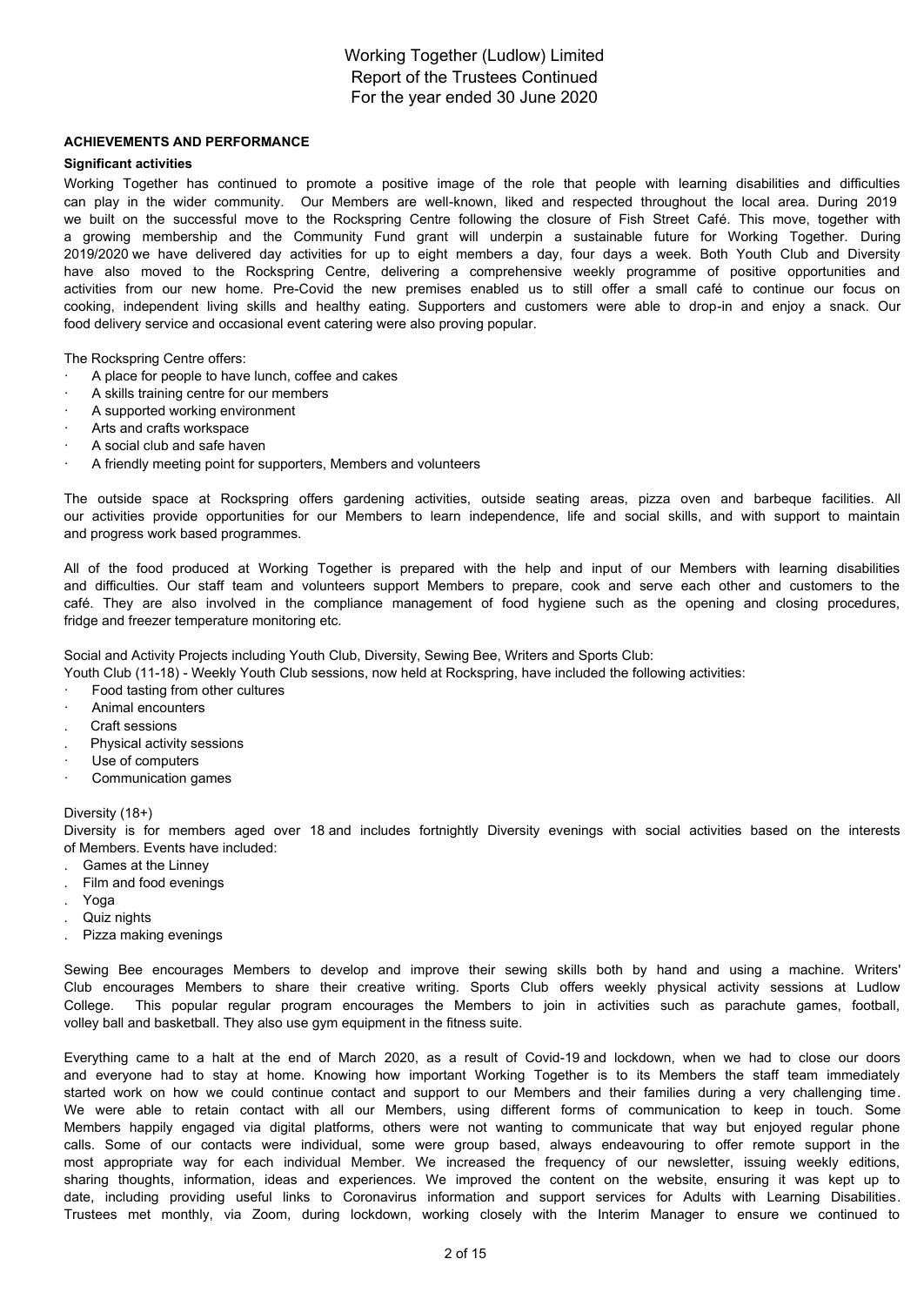# Working Together (Ludlow) Limited
## Report of the Trustees Continued
## For the year ended 30 June 2020

### ACHIEVEMENTS AND PERFORMANCE

**Significant activities**

Working Together has continued to promote a positive image of the role that people with learning disabilities and difficulties can play in the wider community. Our Members are well-known, liked and respected throughout the local area. During 2019 we built on the successful move to the Rockspring Centre following the closure of Fish Street Café. This move, together with a growing membership and the Community Fund grant will underpin a sustainable future for Working Together. During 2019/2020 we have delivered day activities for up to eight members a day, four days a week. Both Youth Club and Diversity have also moved to the Rockspring Centre, delivering a comprehensive weekly programme of positive opportunities and activities from our new home. Pre-Covid the new premises enabled us to still offer a small café to continue our focus on cooking, independent living skills and healthy eating. Supporters and customers were able to drop-in and enjoy a snack. Our food delivery service and occasional event catering were also proving popular.

The Rockspring Centre offers:

- A place for people to have lunch, coffee and cakes
- A skills training centre for our members
- A supported working environment
- Arts and crafts workspace
- A social club and safe haven
- A friendly meeting point for supporters, Members and volunteers

The outside space at Rockspring offers gardening activities, outside seating areas, pizza oven and barbeque facilities. All our activities provide opportunities for our Members to learn independence, life and social skills, and with support to maintain and progress work based programmes.

All of the food produced at Working Together is prepared with the help and input of our Members with learning disabilities and difficulties. Our staff team and volunteers support Members to prepare, cook and serve each other and customers to the café. They are also involved in the compliance management of food hygiene such as the opening and closing procedures, fridge and freezer temperature monitoring etc.

Social and Activity Projects including Youth Club, Diversity, Sewing Bee, Writers and Sports Club:

Youth Club (11-18) - Weekly Youth Club sessions, now held at Rockspring, have included the following activities:

- Food tasting from other cultures
- Animal encounters
- Craft sessions
- Physical activity sessions
- Use of computers
- Communication games

Diversity (18+)

Diversity is for members aged over 18 and includes fortnightly Diversity evenings with social activities based on the interests of Members. Events have included:

- Games at the Linney
- Film and food evenings
- Yoga
- Quiz nights
- Pizza making evenings

Sewing Bee encourages Members to develop and improve their sewing skills both by hand and using a machine. Writers' Club encourages Members to share their creative writing. Sports Club offers weekly physical activity sessions at Ludlow College. This popular regular program encourages the Members to join in activities such as parachute games, football, volley ball and basketball. They also use gym equipment in the fitness suite.

Everything came to a halt at the end of March 2020, as a result of Covid-19 and lockdown, when we had to close our doors and everyone had to stay at home. Knowing how important Working Together is to its Members the staff team immediately started work on how we could continue contact and support to our Members and their families during a very challenging time. We were able to retain contact with all our Members, using different forms of communication to keep in touch. Some Members happily engaged via digital platforms, others were not wanting to communicate that way but enjoyed regular phone calls. Some of our contacts were individual, some were group based, always endeavouring to offer remote support in the most appropriate way for each individual Member. We increased the frequency of our newsletter, issuing weekly editions, sharing thoughts, information, ideas and experiences. We improved the content on the website, ensuring it was kept up to date, including providing useful links to Coronavirus information and support services for Adults with Learning Disabilities. Trustees met monthly, via Zoom, during lockdown, working closely with the Interim Manager to ensure we continued to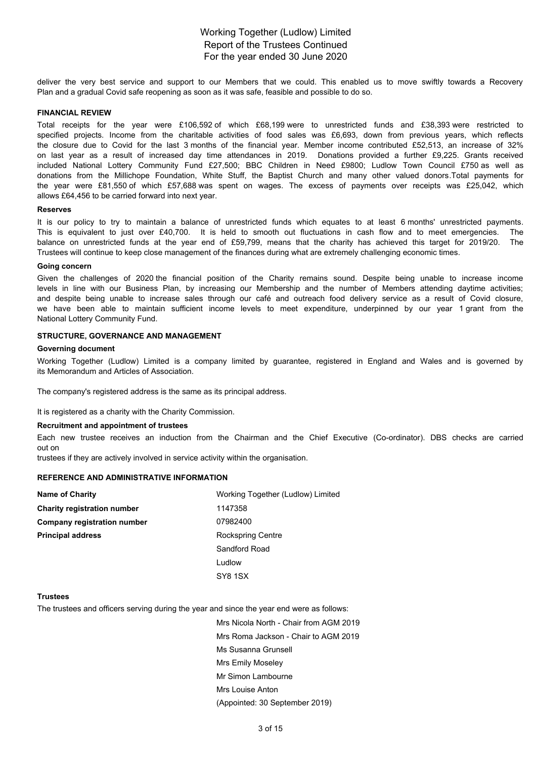deliver the very best service and support to our Members that we could. This enabled us to move swiftly towards a Recovery Plan and a gradual Covid safe reopening as soon as it was safe, feasible and possible to do so.

## FINANCIAL REVIEW

Total receipts for the year were £106,592 of which £68,199 were to unrestricted funds and £38,393 were restricted to specified projects. Income from the charitable activities of food sales was £6,693, down from previous years, which reflects the closure due to Covid for the last 3 months of the financial year. Member income contributed £52,513, an increase of 32% on last year as a result of increased day time attendances in 2019. Donations provided a further £9,225. Grants received included National Lottery Community Fund £27,500; BBC Children in Need £9800; Ludlow Town Council £750 as well as donations from the Millichope Foundation, White Stuff, the Baptist Church and many other valued donors.Total payments for the year were £81,550 of which £57,688 was spent on wages. The excess of payments over receipts was £25,042, which allows £64,456 to be carried forward into next year.

### Reserves

It is our policy to try to maintain a balance of unrestricted funds which equates to at least 6 months' unrestricted payments. This is equivalent to just over £40,700. It is held to smooth out fluctuations in cash flow and to meet emergencies. The balance on unrestricted funds at the year end of £59,799, means that the charity has achieved this target for 2019/20. The Trustees will continue to keep close management of the finances during what are extremely challenging economic times.

### Going concern

Given the challenges of 2020 the financial position of the Charity remains sound. Despite being unable to increase income levels in line with our Business Plan, by increasing our Membership and the number of Members attending daytime activities; and despite being unable to increase sales through our café and outreach food delivery service as a result of Covid closure, we have been able to maintain sufficient income levels to meet expenditure, underpinned by our year 1 grant from the National Lottery Community Fund.

## STRUCTURE, GOVERNANCE AND MANAGEMENT

### Governing document

Working Together (Ludlow) Limited is a company limited by guarantee, registered in England and Wales and is governed by its Memorandum and Articles of Association.

The company's registered address is the same as its principal address.

It is registered as a charity with the Charity Commission.

### Recruitment and appointment of trustees

Each new trustee receives an induction from the Chairman and the Chief Executive (Co-ordinator). DBS checks are carried out on
trustees if they are actively involved in service activity within the organisation.

## REFERENCE AND ADMINISTRATIVE INFORMATION

| | |
|---|---|
| **Name of Charity** | Working Together (Ludlow) Limited |
| **Charity registration number** | 1147358 |
| **Company registration number** | 07982400 |
| **Principal address** | Rockspring Centre<br>Sandford Road<br>Ludlow<br>SY8 1SX |

### Trustees

The trustees and officers serving during the year and since the year end were as follows:

Mrs Nicola North - Chair from AGM 2019
Mrs Roma Jackson - Chair to AGM 2019
Ms Susanna Grunsell
Mrs Emily Moseley
Mr Simon Lambourne
Mrs Louise Anton
(Appointed: 30 September 2019)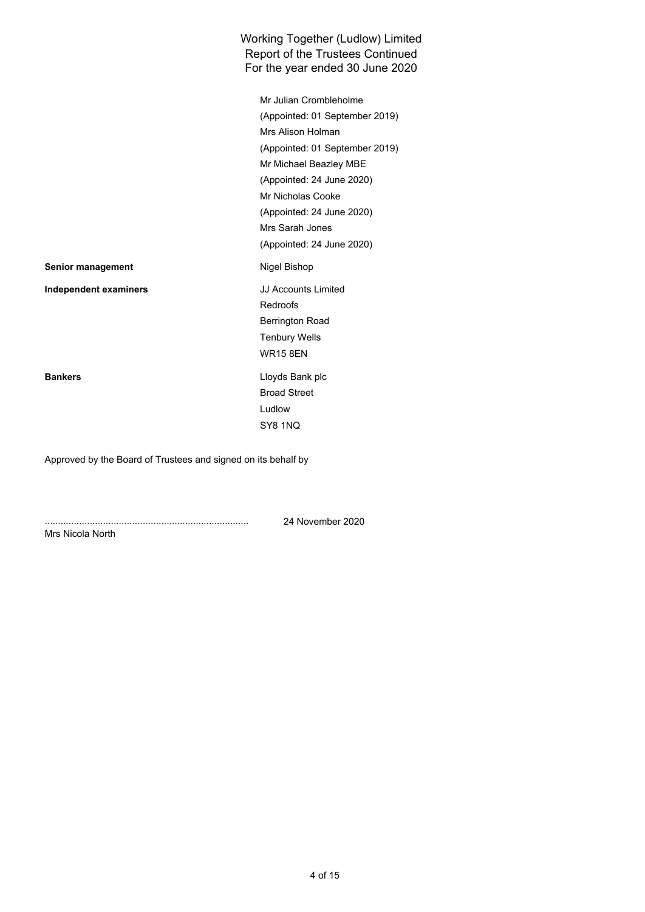Mr Julian Crombleholme
(Appointed: 01 September 2019)
Mrs Alison Holman
(Appointed: 01 September 2019)
Mr Michael Beazley MBE
(Appointed: 24 June 2020)
Mr Nicholas Cooke
(Appointed: 24 June 2020)
Mrs Sarah Jones
(Appointed: 24 June 2020)

| | |
|---|---|
| **Senior management** | Nigel Bishop |
| **Independent examiners** | JJ Accounts Limited<br>Redroofs<br>Berrington Road<br>Tenbury Wells<br>WR15 8EN |
| **Bankers** | Lloyds Bank plc<br>Broad Street<br>Ludlow<br>SY8 1NQ |

Approved by the Board of Trustees and signed on its behalf by

............................................................................ 24 November 2020
Mrs Nicola North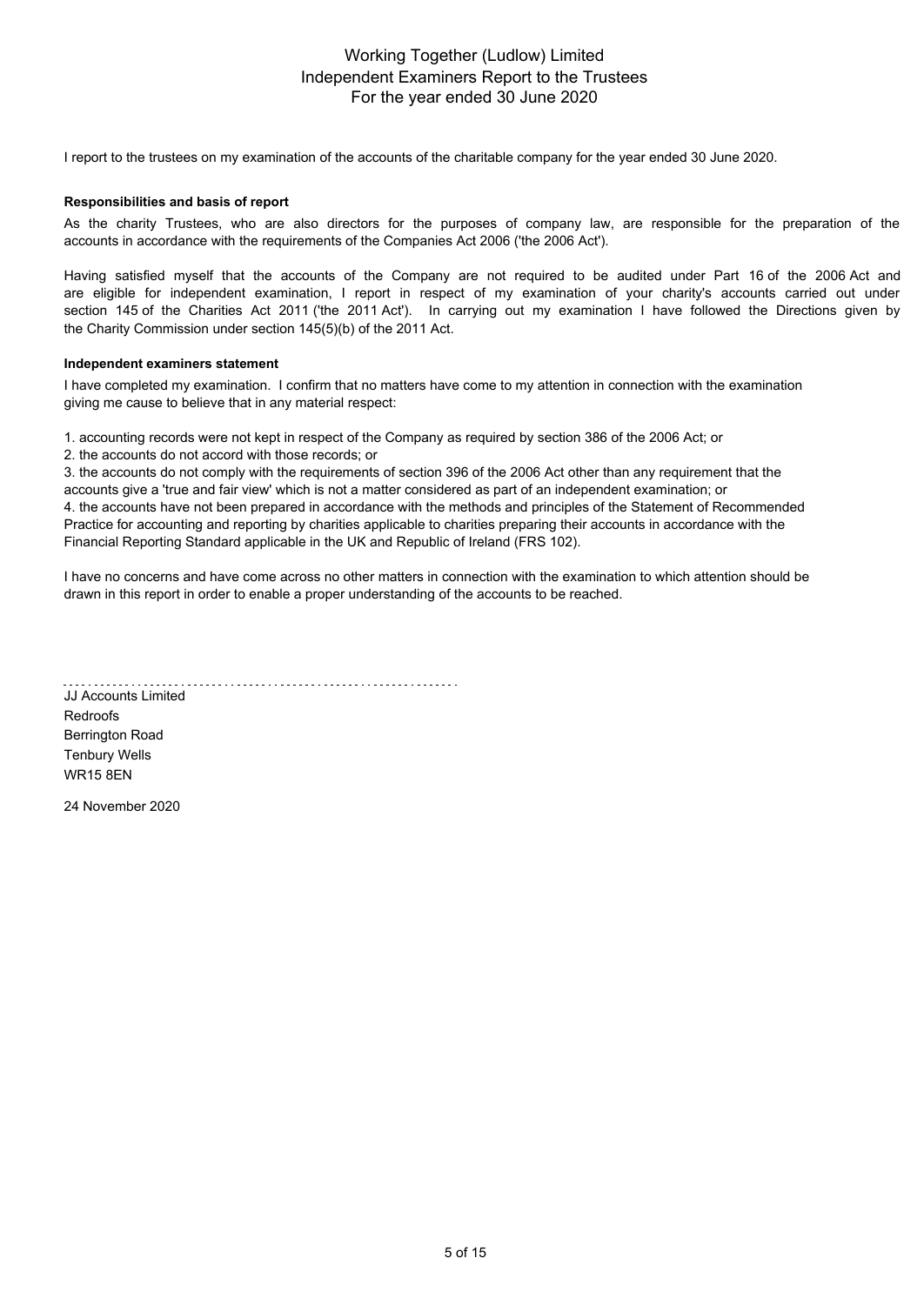# Working Together (Ludlow) Limited
## Independent Examiners Report to the Trustees
### For the year ended 30 June 2020

I report to the trustees on my examination of the accounts of the charitable company for the year ended 30 June 2020.

**Responsibilities and basis of report**

As the charity Trustees, who are also directors for the purposes of company law, are responsible for the preparation of the accounts in accordance with the requirements of the Companies Act 2006 ('the 2006 Act').

Having satisfied myself that the accounts of the Company are not required to be audited under Part 16 of the 2006 Act and are eligible for independent examination, I report in respect of my examination of your charity's accounts carried out under section 145 of the Charities Act 2011 ('the 2011 Act'). In carrying out my examination I have followed the Directions given by the Charity Commission under section 145(5)(b) of the 2011 Act.

**Independent examiners statement**

I have completed my examination. I confirm that no matters have come to my attention in connection with the examination giving me cause to believe that in any material respect:

1. accounting records were not kept in respect of the Company as required by section 386 of the 2006 Act; or
2. the accounts do not accord with those records; or
3. the accounts do not comply with the requirements of section 396 of the 2006 Act other than any requirement that the accounts give a 'true and fair view' which is not a matter considered as part of an independent examination; or
4. the accounts have not been prepared in accordance with the methods and principles of the Statement of Recommended Practice for accounting and reporting by charities applicable to charities preparing their accounts in accordance with the Financial Reporting Standard applicable in the UK and Republic of Ireland (FRS 102).

I have no concerns and have come across no other matters in connection with the examination to which attention should be drawn in this report in order to enable a proper understanding of the accounts to be reached.

JJ Accounts Limited
Redroofs
Berrington Road
Tenbury Wells
WR15 8EN

24 November 2020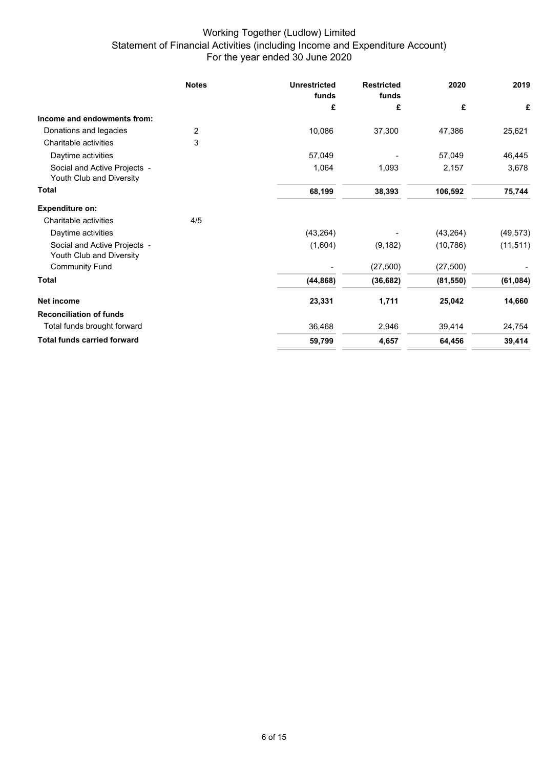# Working Together (Ludlow) Limited
## Statement of Financial Activities (including Income and Expenditure Account)
### For the year ended 30 June 2020

| | Notes | Unrestricted funds | Restricted funds | 2020 | 2019 |
|---|---|---|---|---|---|
| | | £ | £ | £ | £ |
| **Income and endowments from:** | | | | | |
| Donations and legacies | 2 | 10,086 | 37,300 | 47,386 | 25,621 |
| Charitable activities | 3 | | | | |
| Daytime activities | | 57,049 | - | 57,049 | 46,445 |
| Social and Active Projects - Youth Club and Diversity | | 1,064 | 1,093 | 2,157 | 3,678 |
| **Total** | | **68,199** | **38,393** | **106,592** | **75,744** |
| **Expenditure on:** | | | | | |
| Charitable activities | 4/5 | | | | |
| Daytime activities | | (43,264) | - | (43,264) | (49,573) |
| Social and Active Projects - Youth Club and Diversity | | (1,604) | (9,182) | (10,786) | (11,511) |
| Community Fund | | - | (27,500) | (27,500) | - |
| **Total** | | **(44,868)** | **(36,682)** | **(81,550)** | **(61,084)** |
| **Net income** | | **23,331** | **1,711** | **25,042** | **14,660** |
| **Reconciliation of funds** | | | | | |
| Total funds brought forward | | 36,468 | 2,946 | 39,414 | 24,754 |
| **Total funds carried forward** | | **59,799** | **4,657** | **64,456** | **39,414** |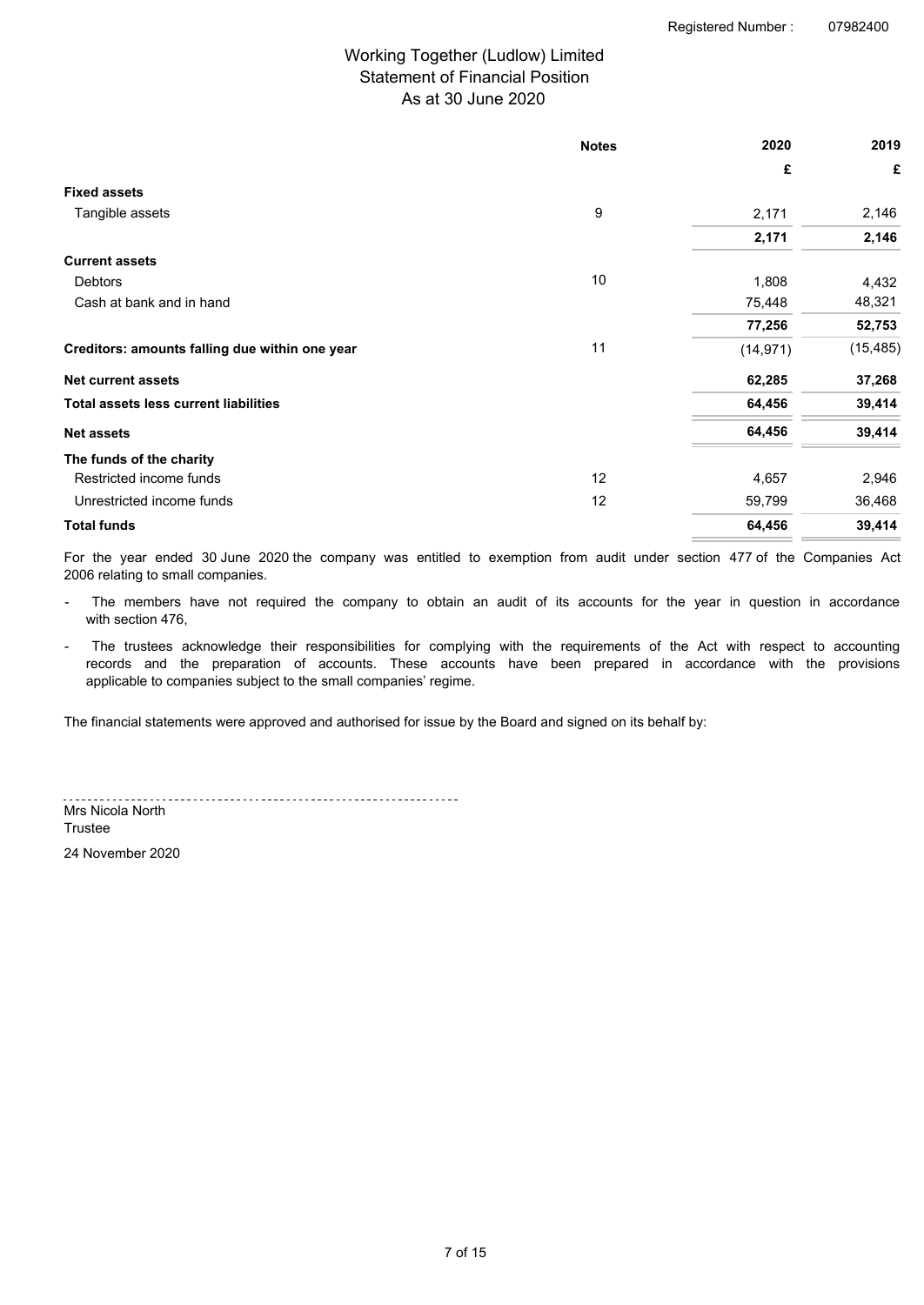Registered Number : 07982400

# Working Together (Ludlow) Limited
## Statement of Financial Position
### As at 30 June 2020

| | Notes | 2020 | 2019 |
|---|---|---|---|
| | | £ | £ |
| **Fixed assets** | | | |
| Tangible assets | 9 | 2,171 | 2,146 |
| | | **2,171** | **2,146** |
| **Current assets** | | | |
| Debtors | 10 | 1,808 | 4,432 |
| Cash at bank and in hand | | 75,448 | 48,321 |
| | | **77,256** | **52,753** |
| **Creditors: amounts falling due within one year** | 11 | (14,971) | (15,485) |
| **Net current assets** | | **62,285** | **37,268** |
| **Total assets less current liabilities** | | **64,456** | **39,414** |
| **Net assets** | | **64,456** | **39,414** |
| **The funds of the charity** | | | |
| Restricted income funds | 12 | 4,657 | 2,946 |
| Unrestricted income funds | 12 | 59,799 | 36,468 |
| **Total funds** | | **64,456** | **39,414** |

For the year ended 30 June 2020 the company was entitled to exemption from audit under section 477 of the Companies Act 2006 relating to small companies.

- The members have not required the company to obtain an audit of its accounts for the year in question in accordance with section 476,
- The trustees acknowledge their responsibilities for complying with the requirements of the Act with respect to accounting records and the preparation of accounts. These accounts have been prepared in accordance with the provisions applicable to companies subject to the small companies' regime.

The financial statements were approved and authorised for issue by the Board and signed on its behalf by:

Mrs Nicola North
Trustee

24 November 2020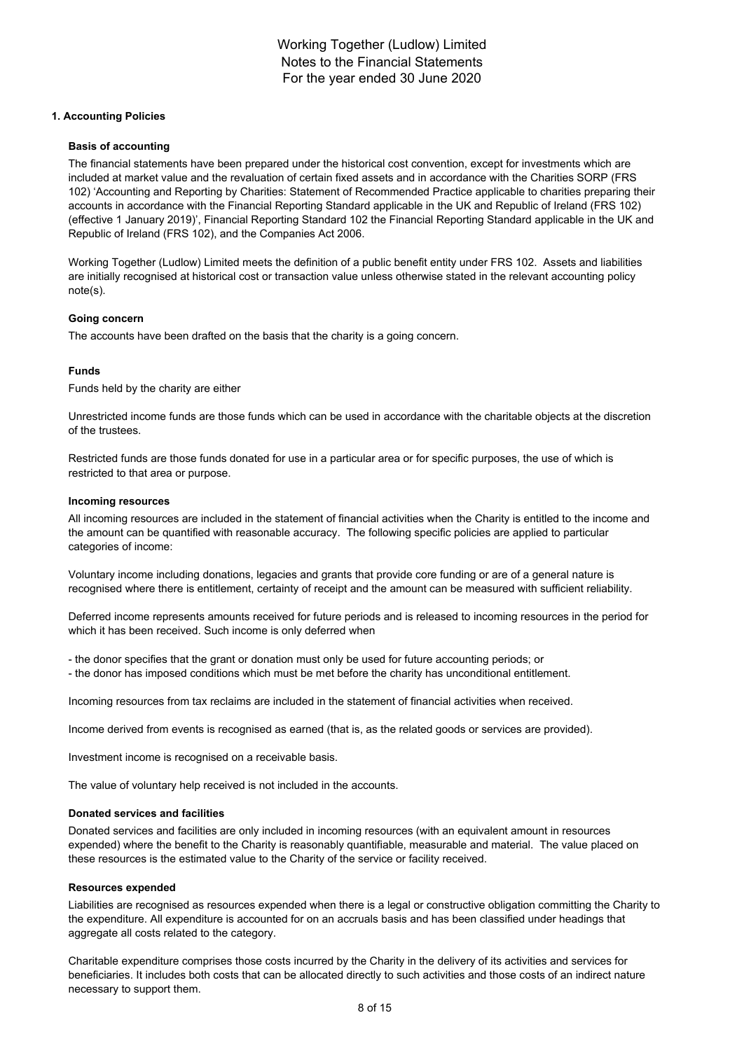# Working Together (Ludlow) Limited
# Notes to the Financial Statements
# For the year ended 30 June 2020

## 1. Accounting Policies

### Basis of accounting

The financial statements have been prepared under the historical cost convention, except for investments which are included at market value and the revaluation of certain fixed assets and in accordance with the Charities SORP (FRS 102) 'Accounting and Reporting by Charities: Statement of Recommended Practice applicable to charities preparing their accounts in accordance with the Financial Reporting Standard applicable in the UK and Republic of Ireland (FRS 102) (effective 1 January 2019)', Financial Reporting Standard 102 the Financial Reporting Standard applicable in the UK and Republic of Ireland (FRS 102), and the Companies Act 2006.

Working Together (Ludlow) Limited meets the definition of a public benefit entity under FRS 102. Assets and liabilities are initially recognised at historical cost or transaction value unless otherwise stated in the relevant accounting policy note(s).

### Going concern

The accounts have been drafted on the basis that the charity is a going concern.

### Funds

Funds held by the charity are either

Unrestricted income funds are those funds which can be used in accordance with the charitable objects at the discretion of the trustees.

Restricted funds are those funds donated for use in a particular area or for specific purposes, the use of which is restricted to that area or purpose.

### Incoming resources

All incoming resources are included in the statement of financial activities when the Charity is entitled to the income and the amount can be quantified with reasonable accuracy. The following specific policies are applied to particular categories of income:

Voluntary income including donations, legacies and grants that provide core funding or are of a general nature is recognised where there is entitlement, certainty of receipt and the amount can be measured with sufficient reliability.

Deferred income represents amounts received for future periods and is released to incoming resources in the period for which it has been received. Such income is only deferred when

- the donor specifies that the grant or donation must only be used for future accounting periods; or
- the donor has imposed conditions which must be met before the charity has unconditional entitlement.

Incoming resources from tax reclaims are included in the statement of financial activities when received.

Income derived from events is recognised as earned (that is, as the related goods or services are provided).

Investment income is recognised on a receivable basis.

The value of voluntary help received is not included in the accounts.

### Donated services and facilities

Donated services and facilities are only included in incoming resources (with an equivalent amount in resources expended) where the benefit to the Charity is reasonably quantifiable, measurable and material. The value placed on these resources is the estimated value to the Charity of the service or facility received.

### Resources expended

Liabilities are recognised as resources expended when there is a legal or constructive obligation committing the Charity to the expenditure. All expenditure is accounted for on an accruals basis and has been classified under headings that aggregate all costs related to the category.

Charitable expenditure comprises those costs incurred by the Charity in the delivery of its activities and services for beneficiaries. It includes both costs that can be allocated directly to such activities and those costs of an indirect nature necessary to support them.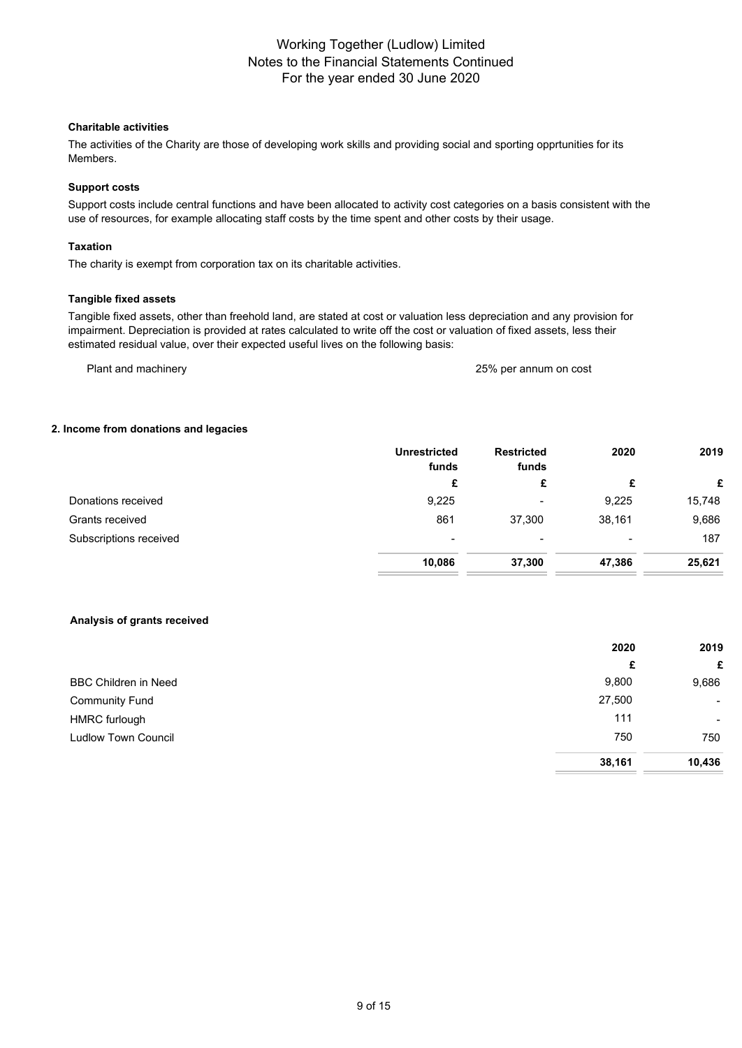# Working Together (Ludlow) Limited
## Notes to the Financial Statements Continued
## For the year ended 30 June 2020

**Charitable activities**

The activities of the Charity are those of developing work skills and providing social and sporting opprtunities for its Members.

**Support costs**

Support costs include central functions and have been allocated to activity cost categories on a basis consistent with the use of resources, for example allocating staff costs by the time spent and other costs by their usage.

**Taxation**

The charity is exempt from corporation tax on its charitable activities.

**Tangible fixed assets**

Tangible fixed assets, other than freehold land, are stated at cost or valuation less depreciation and any provision for impairment. Depreciation is provided at rates calculated to write off the cost or valuation of fixed assets, less their estimated residual value, over their expected useful lives on the following basis:

| | |
|---|---|
| Plant and machinery | 25% per annum on cost |

### 2. Income from donations and legacies

| | Unrestricted funds | Restricted funds | 2020 | 2019 |
|---|---|---|---|---|
| | £ | £ | £ | £ |
| Donations received | 9,225 | - | 9,225 | 15,748 |
| Grants received | 861 | 37,300 | 38,161 | 9,686 |
| Subscriptions received | - | - | - | 187 |
| | **10,086** | **37,300** | **47,386** | **25,621** |

**Analysis of grants received**

| | 2020 | 2019 |
|---|---|---|
| | £ | £ |
| BBC Children in Need | 9,800 | 9,686 |
| Community Fund | 27,500 | - |
| HMRC furlough | 111 | - |
| Ludlow Town Council | 750 | 750 |
| | **38,161** | **10,436** |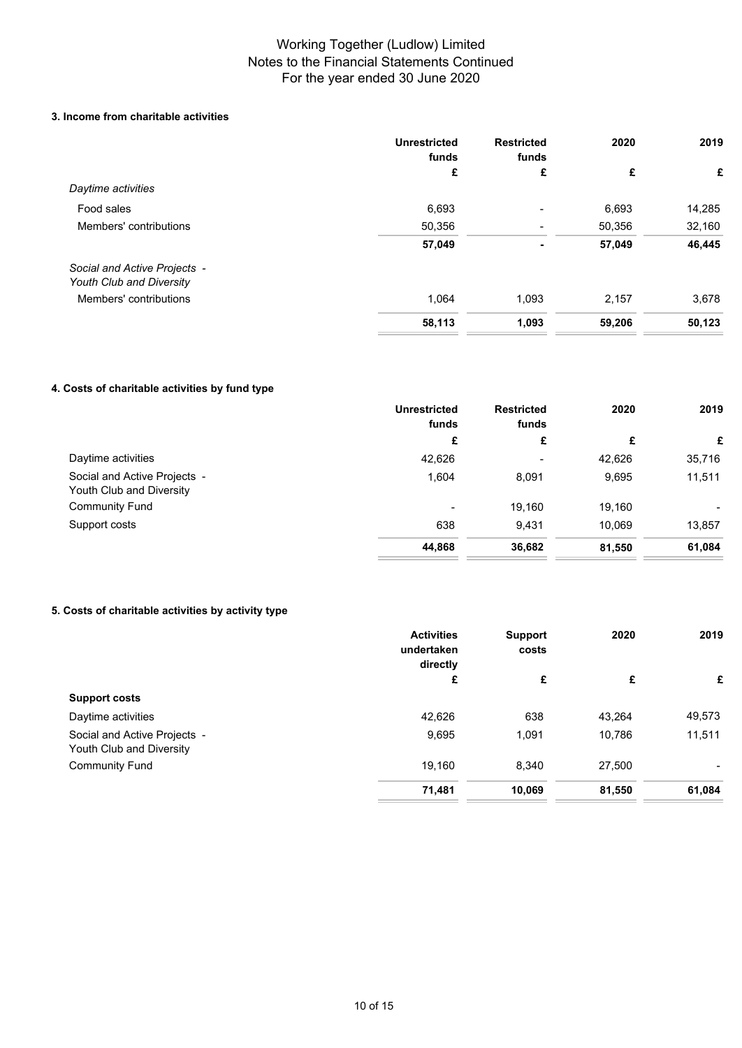### 3. Income from charitable activities

| | Unrestricted funds | Restricted funds | 2020 | 2019 |
|---|---|---|---|---|
| | £ | £ | £ | £ |
| *Daytime activities* | | | | |
| Food sales | 6,693 | - | 6,693 | 14,285 |
| Members' contributions | 50,356 | - | 50,356 | 32,160 |
| | **57,049** | **-** | **57,049** | **46,445** |
| *Social and Active Projects - Youth Club and Diversity* | | | | |
| Members' contributions | 1,064 | 1,093 | 2,157 | 3,678 |
| | **58,113** | **1,093** | **59,206** | **50,123** |

### 4. Costs of charitable activities by fund type

| | Unrestricted funds | Restricted funds | 2020 | 2019 |
|---|---|---|---|---|
| | £ | £ | £ | £ |
| Daytime activities | 42,626 | - | 42,626 | 35,716 |
| Social and Active Projects - Youth Club and Diversity | 1,604 | 8,091 | 9,695 | 11,511 |
| Community Fund | - | 19,160 | 19,160 | - |
| Support costs | 638 | 9,431 | 10,069 | 13,857 |
| | **44,868** | **36,682** | **81,550** | **61,084** |

### 5. Costs of charitable activities by activity type

| | Activities undertaken directly | Support costs | 2020 | 2019 |
|---|---|---|---|---|
| | £ | £ | £ | £ |
| **Support costs** | | | | |
| Daytime activities | 42,626 | 638 | 43,264 | 49,573 |
| Social and Active Projects - Youth Club and Diversity | 9,695 | 1,091 | 10,786 | 11,511 |
| Community Fund | 19,160 | 8,340 | 27,500 | - |
| | **71,481** | **10,069** | **81,550** | **61,084** |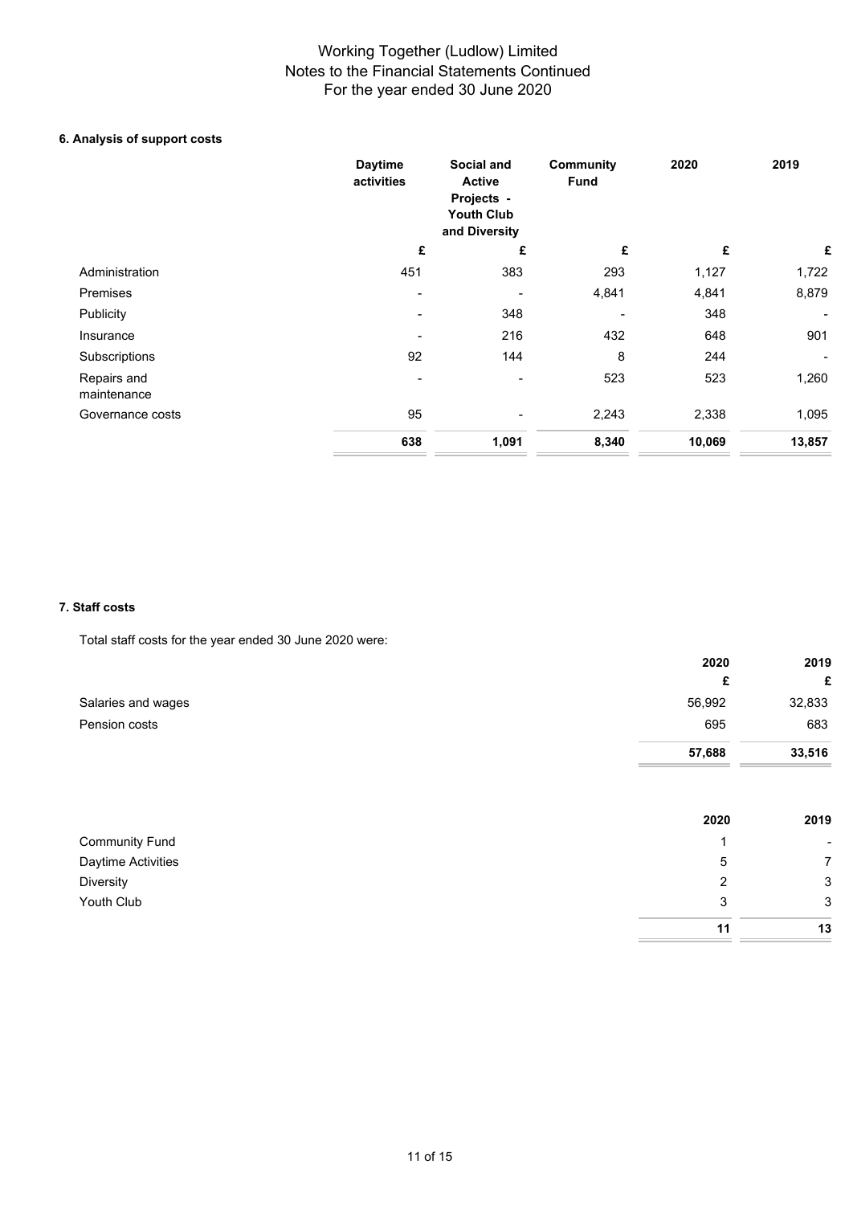# Working Together (Ludlow) Limited
## Notes to the Financial Statements Continued
## For the year ended 30 June 2020

### 6. Analysis of support costs

| | Daytime activities | Social and Active Projects - Youth Club and Diversity | Community Fund | 2020 | 2019 |
|---|---|---|---|---|---|
| | £ | £ | £ | £ | £ |
| Administration | 451 | 383 | 293 | 1,127 | 1,722 |
| Premises | - | - | 4,841 | 4,841 | 8,879 |
| Publicity | - | 348 | - | 348 | - |
| Insurance | - | 216 | 432 | 648 | 901 |
| Subscriptions | 92 | 144 | 8 | 244 | - |
| Repairs and maintenance | - | - | 523 | 523 | 1,260 |
| Governance costs | 95 | - | 2,243 | 2,338 | 1,095 |
| | **638** | **1,091** | **8,340** | **10,069** | **13,857** |

### 7. Staff costs

Total staff costs for the year ended 30 June 2020 were:

| | 2020 | 2019 |
|---|---|---|
| | £ | £ |
| Salaries and wages | 56,992 | 32,833 |
| Pension costs | 695 | 683 |
| | **57,688** | **33,516** |

| | 2020 | 2019 |
|---|---|---|
| Community Fund | 1 | - |
| Daytime Activities | 5 | 7 |
| Diversity | 2 | 3 |
| Youth Club | 3 | 3 |
| | **11** | **13** |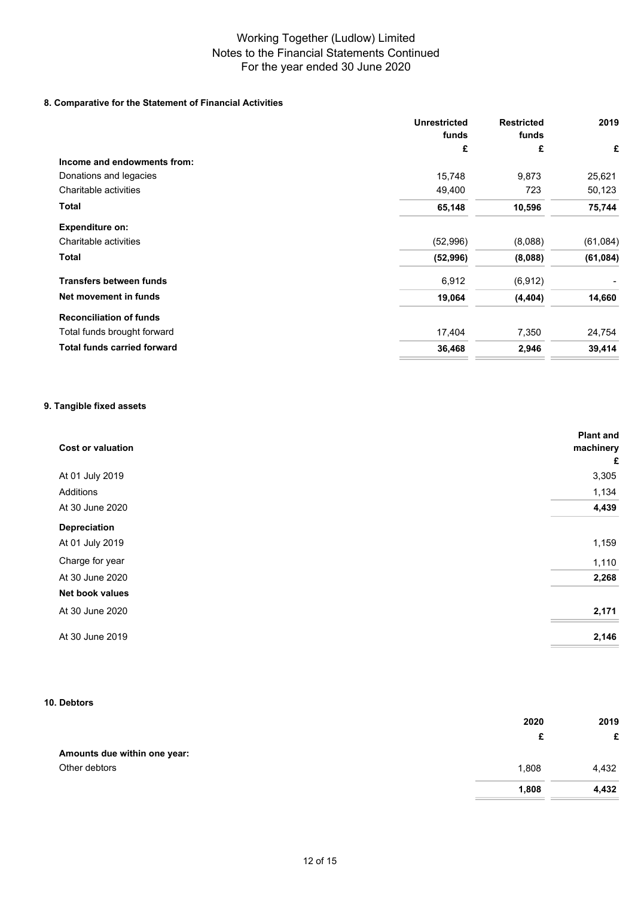#### 8. Comparative for the Statement of Financial Activities

| | Unrestricted funds | Restricted funds | 2019 |
|---|---|---|---|
| | £ | £ | £ |
| **Income and endowments from:** | | | |
| Donations and legacies | 15,748 | 9,873 | 25,621 |
| Charitable activities | 49,400 | 723 | 50,123 |
| **Total** | **65,148** | **10,596** | **75,744** |
| **Expenditure on:** | | | |
| Charitable activities | (52,996) | (8,088) | (61,084) |
| **Total** | **(52,996)** | **(8,088)** | **(61,084)** |
| **Transfers between funds** | 6,912 | (6,912) | - |
| **Net movement in funds** | **19,064** | **(4,404)** | **14,660** |
| **Reconciliation of funds** | | | |
| Total funds brought forward | 17,404 | 7,350 | 24,754 |
| **Total funds carried forward** | **36,468** | **2,946** | **39,414** |

#### 9. Tangible fixed assets

| **Cost or valuation** | **Plant and machinery £** |
|---|---|
| At 01 July 2019 | 3,305 |
| Additions | 1,134 |
| At 30 June 2020 | **4,439** |
| **Depreciation** | |
| At 01 July 2019 | 1,159 |
| Charge for year | 1,110 |
| At 30 June 2020 | **2,268** |
| **Net book values** | |
| At 30 June 2020 | **2,171** |
| At 30 June 2019 | **2,146** |

#### 10. Debtors

| | 2020 | 2019 |
|---|---|---|
| | £ | £ |
| **Amounts due within one year:** | | |
| Other debtors | 1,808 | 4,432 |
| | **1,808** | **4,432** |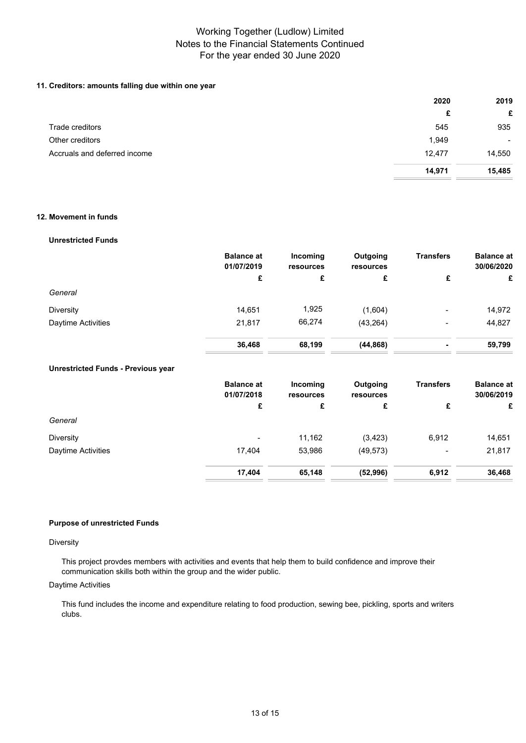### 11. Creditors: amounts falling due within one year

| | 2020 | 2019 |
|---|---|---|
| | £ | £ |
| Trade creditors | 545 | 935 |
| Other creditors | 1,949 | - |
| Accruals and deferred income | 12,477 | 14,550 |
| | **14,971** | **15,485** |

### 12. Movement in funds

**Unrestricted Funds**

| | Balance at 01/07/2019 | Incoming resources | Outgoing resources | Transfers | Balance at 30/06/2020 |
|---|---|---|---|---|---|
| | £ | £ | £ | £ | £ |
| *General* | | | | | |
| Diversity | 14,651 | 1,925 | (1,604) | - | 14,972 |
| Daytime Activities | 21,817 | 66,274 | (43,264) | - | 44,827 |
| | **36,468** | **68,199** | **(44,868)** | **-** | **59,799** |

**Unrestricted Funds - Previous year**

| | Balance at 01/07/2018 | Incoming resources | Outgoing resources | Transfers | Balance at 30/06/2019 |
|---|---|---|---|---|---|
| | £ | £ | £ | £ | £ |
| *General* | | | | | |
| Diversity | - | 11,162 | (3,423) | 6,912 | 14,651 |
| Daytime Activities | 17,404 | 53,986 | (49,573) | - | 21,817 |
| | **17,404** | **65,148** | **(52,996)** | **6,912** | **36,468** |

**Purpose of unrestricted Funds**

Diversity

This project provdes members with activities and events that help them to build confidence and improve their communication skills both within the group and the wider public.

Daytime Activities

This fund includes the income and expenditure relating to food production, sewing bee, pickling, sports and writers clubs.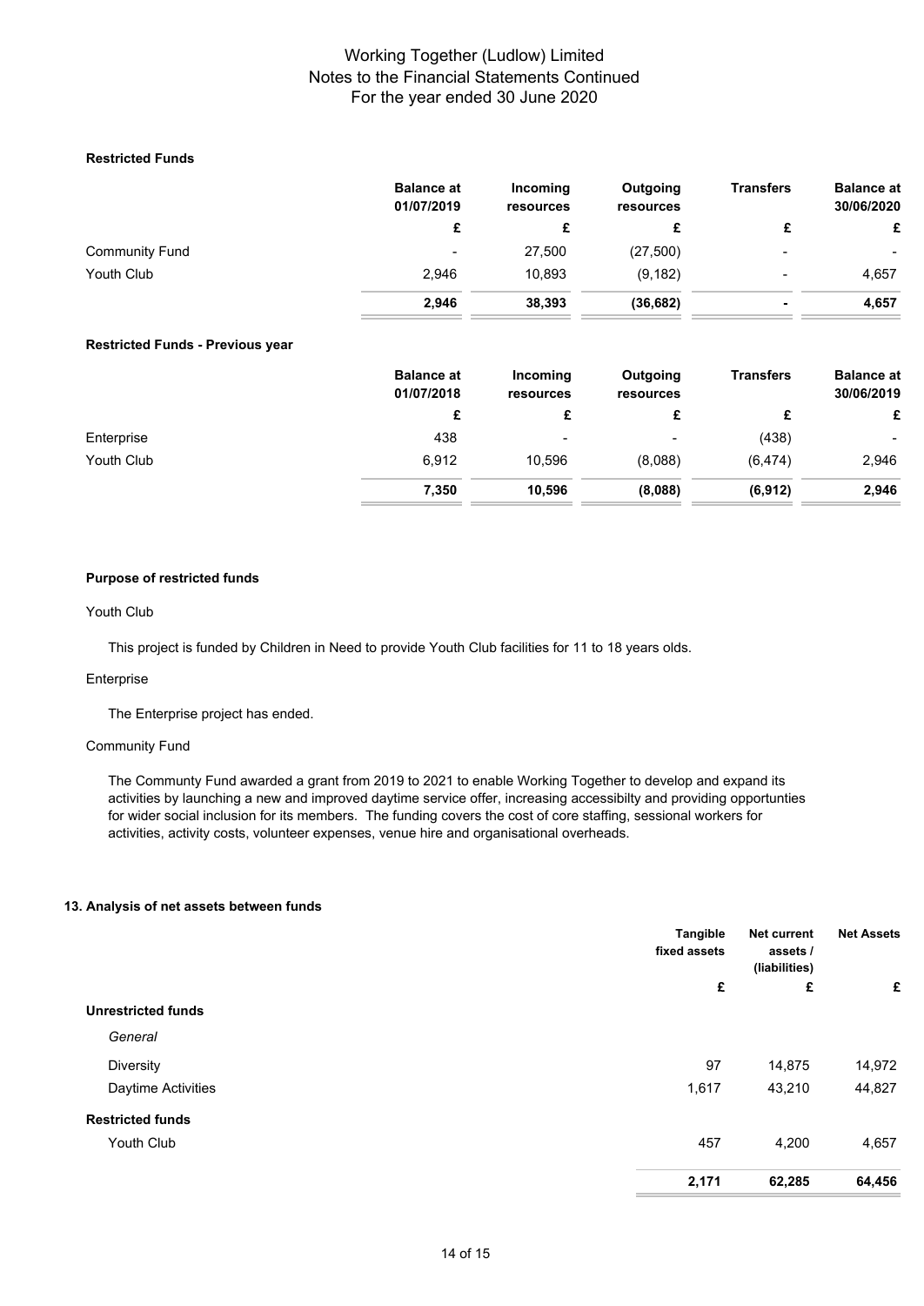#### Restricted Funds

| | Balance at 01/07/2019 | Incoming resources | Outgoing resources | Transfers | Balance at 30/06/2020 |
|---|---|---|---|---|---|
| | £ | £ | £ | £ | £ |
| Community Fund | - | 27,500 | (27,500) | - | - |
| Youth Club | 2,946 | 10,893 | (9,182) | - | 4,657 |
| | **2,946** | **38,393** | **(36,682)** | **-** | **4,657** |

#### Restricted Funds - Previous year

| | Balance at 01/07/2018 | Incoming resources | Outgoing resources | Transfers | Balance at 30/06/2019 |
|---|---|---|---|---|---|
| | £ | £ | £ | £ | £ |
| Enterprise | 438 | - | - | (438) | - |
| Youth Club | 6,912 | 10,596 | (8,088) | (6,474) | 2,946 |
| | **7,350** | **10,596** | **(8,088)** | **(6,912)** | **2,946** |

#### Purpose of restricted funds

Youth Club

This project is funded by Children in Need to provide Youth Club facilities for 11 to 18 years olds.

Enterprise

The Enterprise project has ended.

Community Fund

The Communty Fund awarded a grant from 2019 to 2021 to enable Working Together to develop and expand its activities by launching a new and improved daytime service offer, increasing accessibilty and providing opportunties for wider social inclusion for its members. The funding covers the cost of core staffing, sessional workers for activities, activity costs, volunteer expenses, venue hire and organisational overheads.

#### 13. Analysis of net assets between funds

| | Tangible fixed assets | Net current assets / (liabilities) | Net Assets |
|---|---|---|---|
| | £ | £ | £ |
| **Unrestricted funds** | | | |
| *General* | | | |
| Diversity | 97 | 14,875 | 14,972 |
| Daytime Activities | 1,617 | 43,210 | 44,827 |
| **Restricted funds** | | | |
| Youth Club | 457 | 4,200 | 4,657 |
| | **2,171** | **62,285** | **64,456** |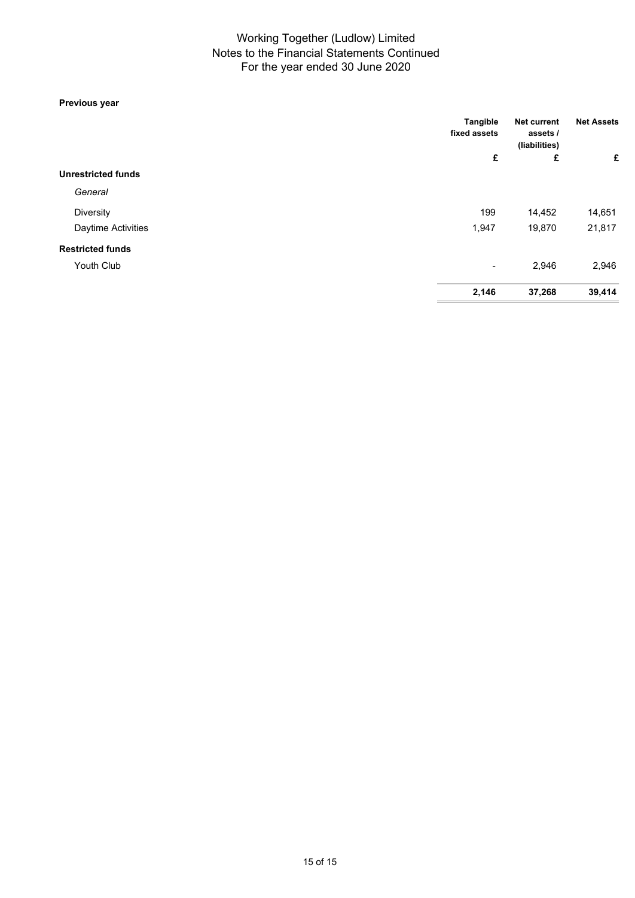Working Together (Ludlow) Limited
Notes to the Financial Statements Continued
For the year ended 30 June 2020

**Previous year**

| | Tangible fixed assets | Net current assets / (liabilities) | Net Assets |
|---|---|---|---|
| | £ | £ | £ |
| **Unrestricted funds** | | | |
| *General* | | | |
| Diversity | 199 | 14,452 | 14,651 |
| Daytime Activities | 1,947 | 19,870 | 21,817 |
| **Restricted funds** | | | |
| Youth Club | - | 2,946 | 2,946 |
| | **2,146** | **37,268** | **39,414** |